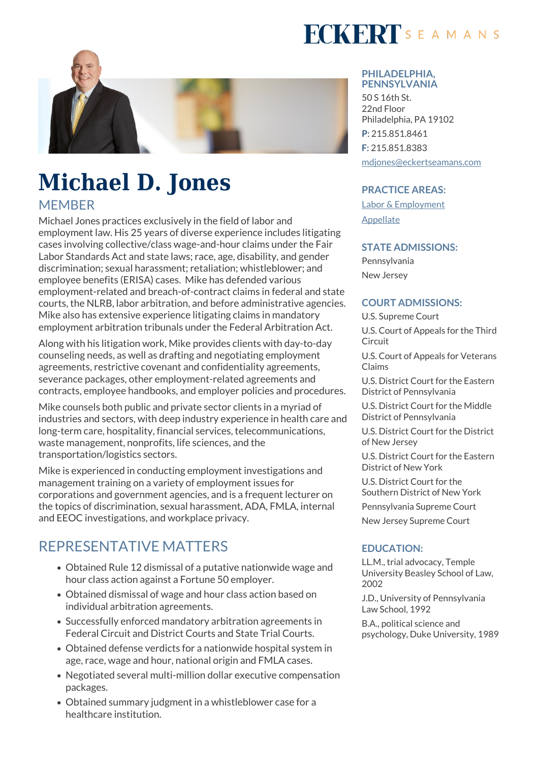# Michael D. Jones

## MEMBER

Michael Jones practices exclusively in the field of labor and employment law. His 25 years of diverse experience includes litigating cases involving collective/class wage-and-hour claims under the Fair Labor Standards Act and state laws; race, age, disability, and gender discrimination; sexual harassment; retaliation; whistleblower; and employee benefits (ERISA) cases. Mike has defended various employment-related and breach-of-contract claims in federal and state courts, the NLRB, labor arbitration, and before administrative agencies. Mike also has extensive experience litigating claims in mandatory employment arbitration tribunals under the Federal Arbitration Act.

Along with his litigation work, Mike provides clients with day-to-day counseling needs, as well as drafting and negotiating employment agreements, restrictive covenant and confidentiality agreements, severance packages, other employment-related agreements and contracts, employee handbooks, and employer policies and procedures.

Mike counsels both public and private sector clients in a myriad of industries and sectors, with deep industry experience in health care and long-term care, hospitality, financial services, telecommunications, waste management, nonprofits, life sciences, and the transportation/logistics sectors.

Mike is experienced in conducting employment investigations and management training on a variety of employment issues for corporations and government agencies, and is a frequent lecturer on the topics of discrimination, sexual harassment, ADA, FMLA, internal and EEOC investigations, and workplace privacy.

## REPRESENTATIVE MATTERS

- Obtained Rule 12 dismissal of a putative nationwide wage and hour class action against a Fortune 50 employer.
- Obtained dismissal of wage and hour class action based on individual arbitration agreements.
- Successfully enforced mandatory arbitration agreements in Federal Circuit and District Courts and State Trial Courts.
- Obtained defense verdicts for a nationwide hospital system in age, race, wage and hour, national origin and FMLA cases.
- Negotiated several multi-million dollar executive compensation packages.
- Obtained summary judgment in a whistleblower case for a healthcare institution.

### PHILADELPHIA, PENNSYLVANIA

50 S 16th St.
22nd Floor
Philadelphia, PA 19102

P: 215.851.8461

F: 215.851.8383

mdjones@eckertseamans.com

### PRACTICE AREAS:

Labor & Employment

Appellate

### STATE ADMISSIONS:

Pennsylvania

New Jersey

### COURT ADMISSIONS:

U.S. Supreme Court

U.S. Court of Appeals for the Third Circuit

U.S. Court of Appeals for Veterans Claims

U.S. District Court for the Eastern District of Pennsylvania

U.S. District Court for the Middle District of Pennsylvania

U.S. District Court for the District of New Jersey

U.S. District Court for the Eastern District of New York

U.S. District Court for the Southern District of New York

Pennsylvania Supreme Court

New Jersey Supreme Court

### EDUCATION:

LL.M., trial advocacy, Temple University Beasley School of Law, 2002

J.D., University of Pennsylvania Law School, 1992

B.A., political science and psychology, Duke University, 1989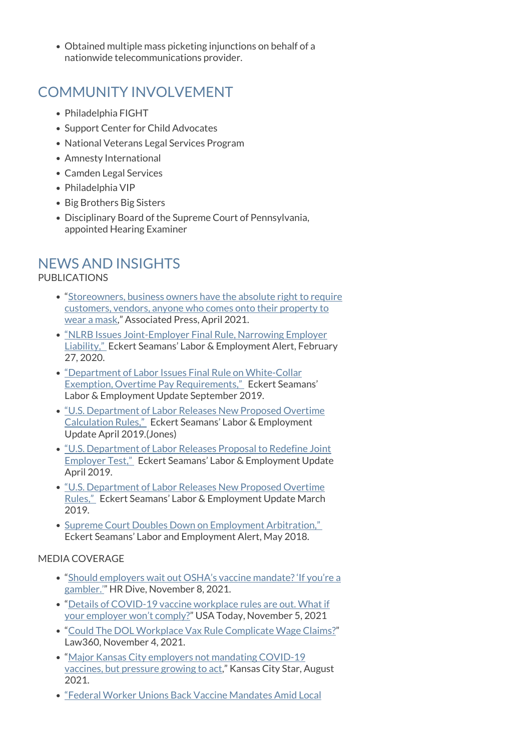- Obtained multiple mass picketing injunctions on behalf of a nationwide telecommunications provider.

## COMMUNITY INVOLVEMENT

- Philadelphia FIGHT
- Support Center for Child Advocates
- National Veterans Legal Services Program
- Amnesty International
- Camden Legal Services
- Philadelphia VIP
- Big Brothers Big Sisters
- Disciplinary Board of the Supreme Court of Pennsylvania, appointed Hearing Examiner

## NEWS AND INSIGHTS

PUBLICATIONS

- "Storeowners, business owners have the absolute right to require customers, vendors, anyone who comes onto their property to wear a mask," Associated Press, April 2021.
- "NLRB Issues Joint-Employer Final Rule, Narrowing Employer Liability," Eckert Seamans' Labor & Employment Alert, February 27, 2020.
- "Department of Labor Issues Final Rule on White-Collar Exemption, Overtime Pay Requirements," Eckert Seamans' Labor & Employment Update September 2019.
- "U.S. Department of Labor Releases New Proposed Overtime Calculation Rules," Eckert Seamans' Labor & Employment Update April 2019.(Jones)
- "U.S. Department of Labor Releases Proposal to Redefine Joint Employer Test," Eckert Seamans' Labor & Employment Update April 2019.
- "U.S. Department of Labor Releases New Proposed Overtime Rules," Eckert Seamans' Labor & Employment Update March 2019.
- Supreme Court Doubles Down on Employment Arbitration," Eckert Seamans' Labor and Employment Alert, May 2018.

MEDIA COVERAGE

- "Should employers wait out OSHA's vaccine mandate? 'If you're a gambler.'" HR Dive, November 8, 2021.
- "Details of COVID-19 vaccine workplace rules are out. What if your employer won't comply?" USA Today, November 5, 2021
- "Could The DOL Workplace Vax Rule Complicate Wage Claims?" Law360, November 4, 2021.
- "Major Kansas City employers not mandating COVID-19 vaccines, but pressure growing to act," Kansas City Star, August 2021.
- "Federal Worker Unions Back Vaccine Mandates Amid Local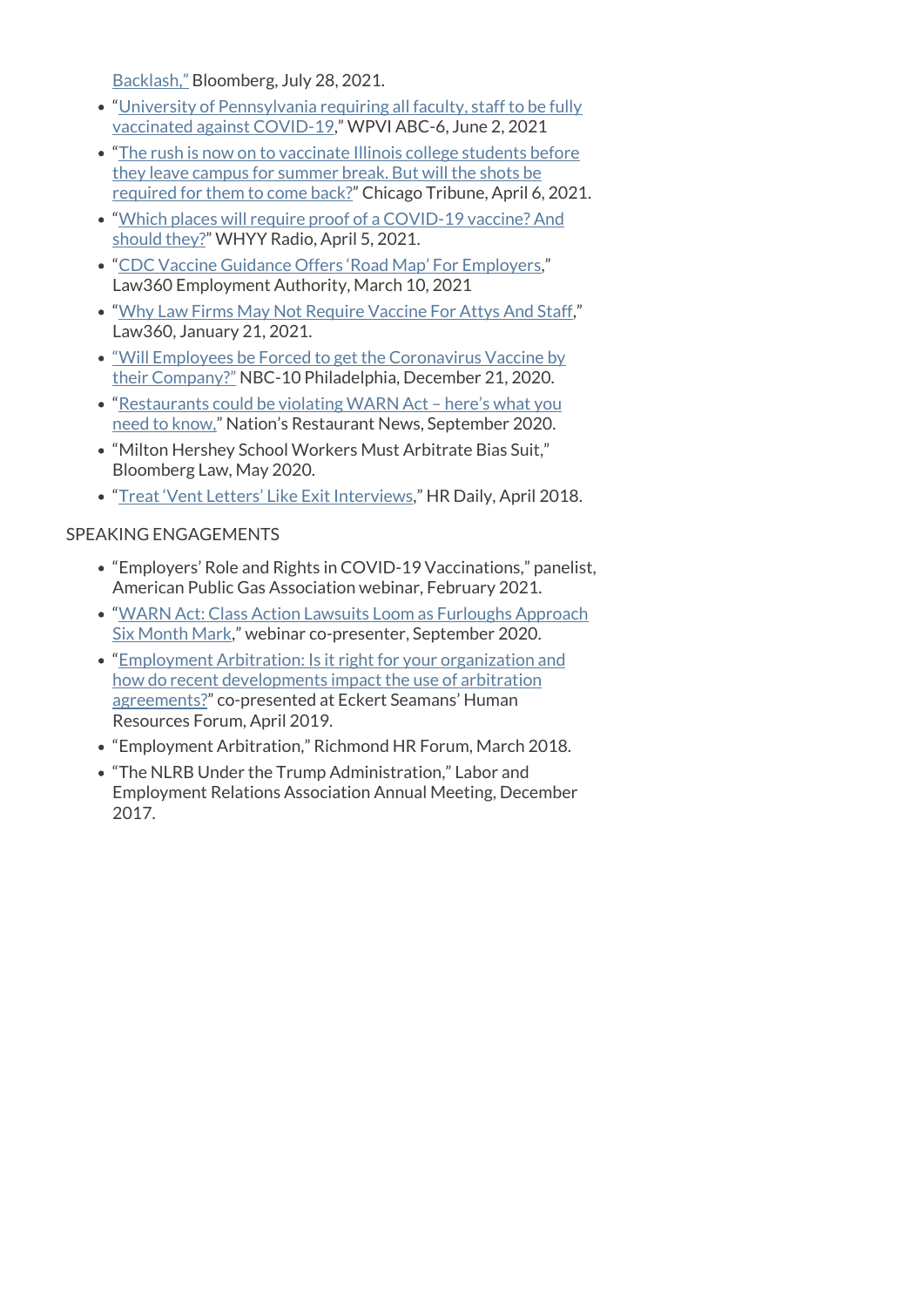Backlash," Bloomberg, July 28, 2021.

- "University of Pennsylvania requiring all faculty, staff to be fully vaccinated against COVID-19," WPVI ABC-6, June 2, 2021
- "The rush is now on to vaccinate Illinois college students before they leave campus for summer break. But will the shots be required for them to come back?" Chicago Tribune, April 6, 2021.
- "Which places will require proof of a COVID-19 vaccine? And should they?" WHYY Radio, April 5, 2021.
- "CDC Vaccine Guidance Offers 'Road Map' For Employers," Law360 Employment Authority, March 10, 2021
- "Why Law Firms May Not Require Vaccine For Attys And Staff," Law360, January 21, 2021.
- "Will Employees be Forced to get the Coronavirus Vaccine by their Company?" NBC-10 Philadelphia, December 21, 2020.
- "Restaurants could be violating WARN Act – here's what you need to know," Nation's Restaurant News, September 2020.
- "Milton Hershey School Workers Must Arbitrate Bias Suit," Bloomberg Law, May 2020.
- "Treat 'Vent Letters' Like Exit Interviews," HR Daily, April 2018.

SPEAKING ENGAGEMENTS

- "Employers' Role and Rights in COVID-19 Vaccinations," panelist, American Public Gas Association webinar, February 2021.
- "WARN Act: Class Action Lawsuits Loom as Furloughs Approach Six Month Mark," webinar co-presenter, September 2020.
- "Employment Arbitration: Is it right for your organization and how do recent developments impact the use of arbitration agreements?" co-presented at Eckert Seamans' Human Resources Forum, April 2019.
- "Employment Arbitration," Richmond HR Forum, March 2018.
- "The NLRB Under the Trump Administration," Labor and Employment Relations Association Annual Meeting, December 2017.